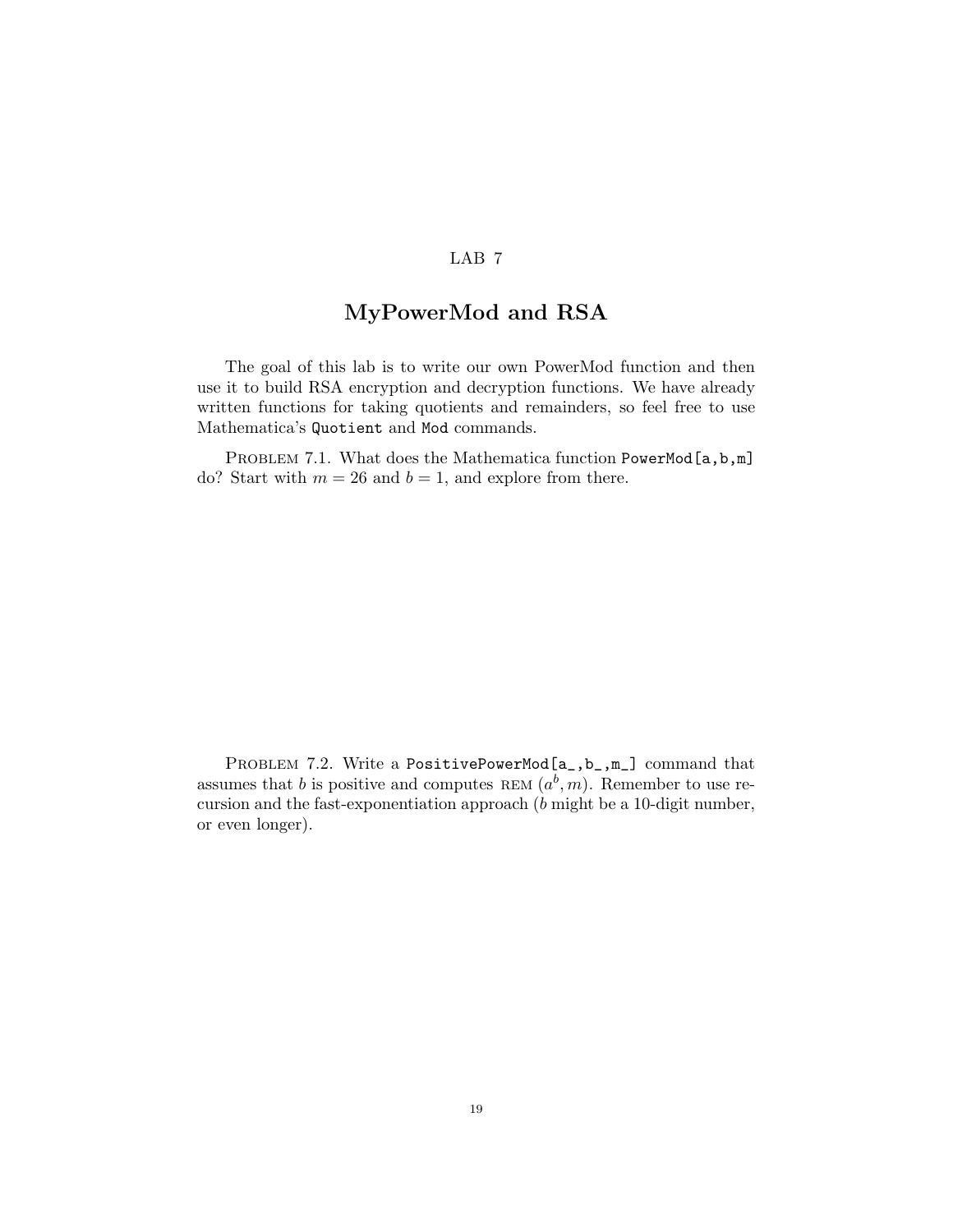LAB 7

# MyPowerMod and RSA

The goal of this lab is to write our own PowerMod function and then use it to build RSA encryption and decryption functions. We have already written functions for taking quotients and remainders, so feel free to use Mathematica's `Quotient` and `Mod` commands.

PROBLEM 7.1. What does the Mathematica function `PowerMod[a,b,m]` do? Start with $m = 26$ and $b = 1$, and explore from there.

PROBLEM 7.2. Write a `PositivePowerMod[a_,b_,m_]` command that assumes that $b$ is positive and computes REM $(a^b, m)$. Remember to use recursion and the fast-exponentiation approach ($b$ might be a 10-digit number, or even longer).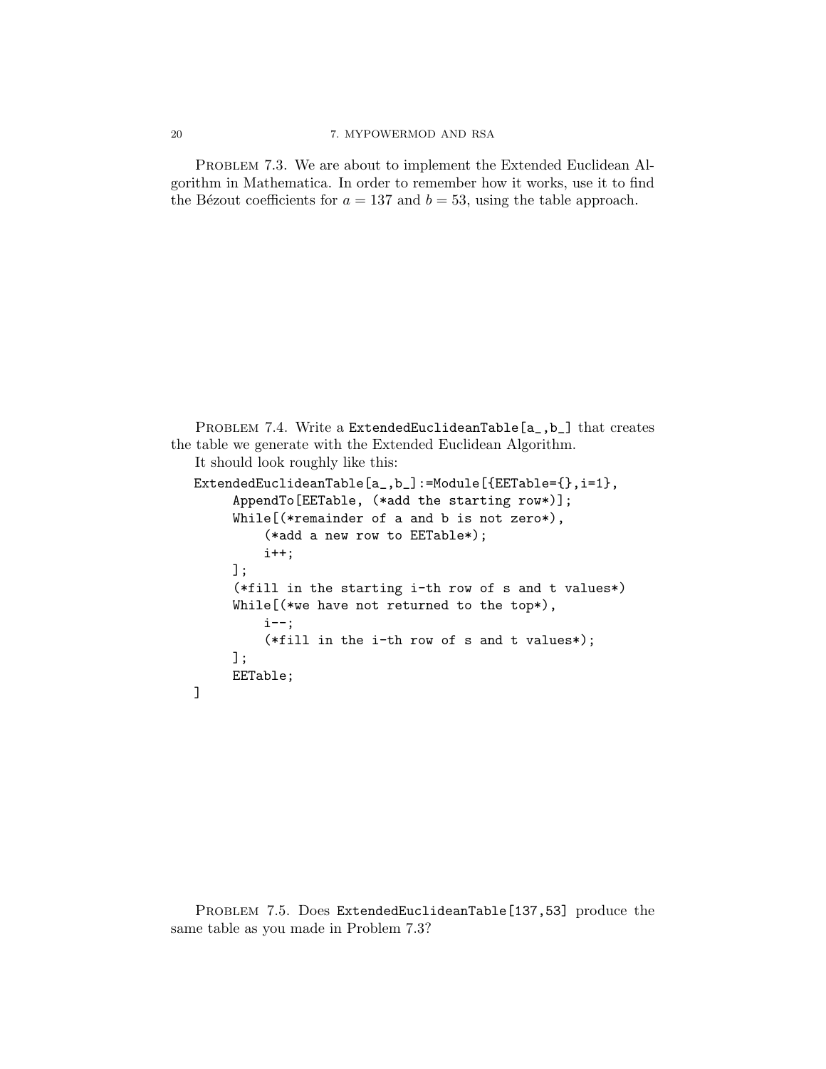Problem 7.3. We are about to implement the Extended Euclidean Algorithm in Mathematica. In order to remember how it works, use it to find the Bézout coefficients for $a = 137$ and $b = 53$, using the table approach.

Problem 7.4. Write a `ExtendedEuclideanTable[a_,b_]` that creates the table we generate with the Extended Euclidean Algorithm.

It should look roughly like this:

```
ExtendedEuclideanTable[a_,b_]:=Module[{EETable={},i=1},
     AppendTo[EETable, (*add the starting row*)];
     While[(*remainder of a and b is not zero*),
          (*add a new row to EETable*);
          i++;
     ];
     (*fill in the starting i-th row of s and t values*)
     While[(*we have not returned to the top*),
          i--;
          (*fill in the i-th row of s and t values*);
     ];
     EETable;
]
```

Problem 7.5. Does `ExtendedEuclideanTable[137,53]` produce the same table as you made in Problem 7.3?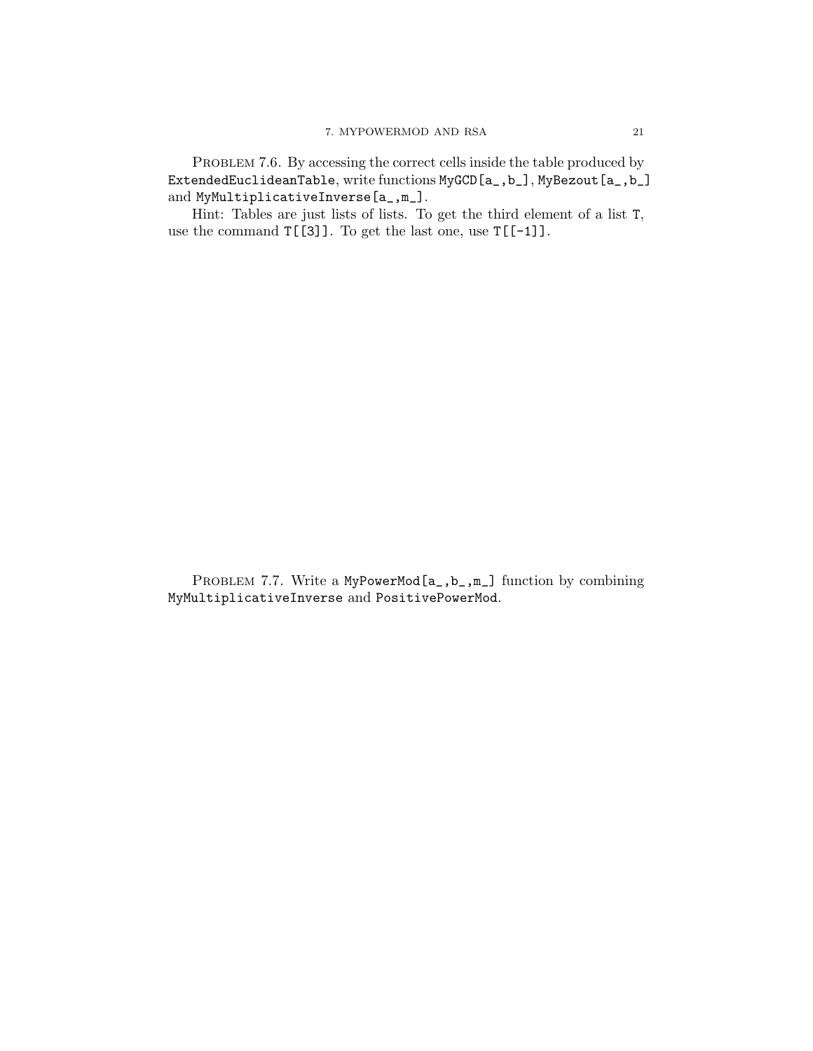Problem 7.6. By accessing the correct cells inside the table produced by `ExtendedEuclideanTable`, write functions `MyGCD[a_,b_]`, `MyBezout[a_,b_]` and `MyMultiplicativeInverse[a_,m_]`.

Hint: Tables are just lists of lists. To get the third element of a list `T`, use the command `T[[3]]`. To get the last one, use `T[[-1]]`.

Problem 7.7. Write a `MyPowerMod[a_,b_,m_]` function by combining `MyMultiplicativeInverse` and `PositivePowerMod`.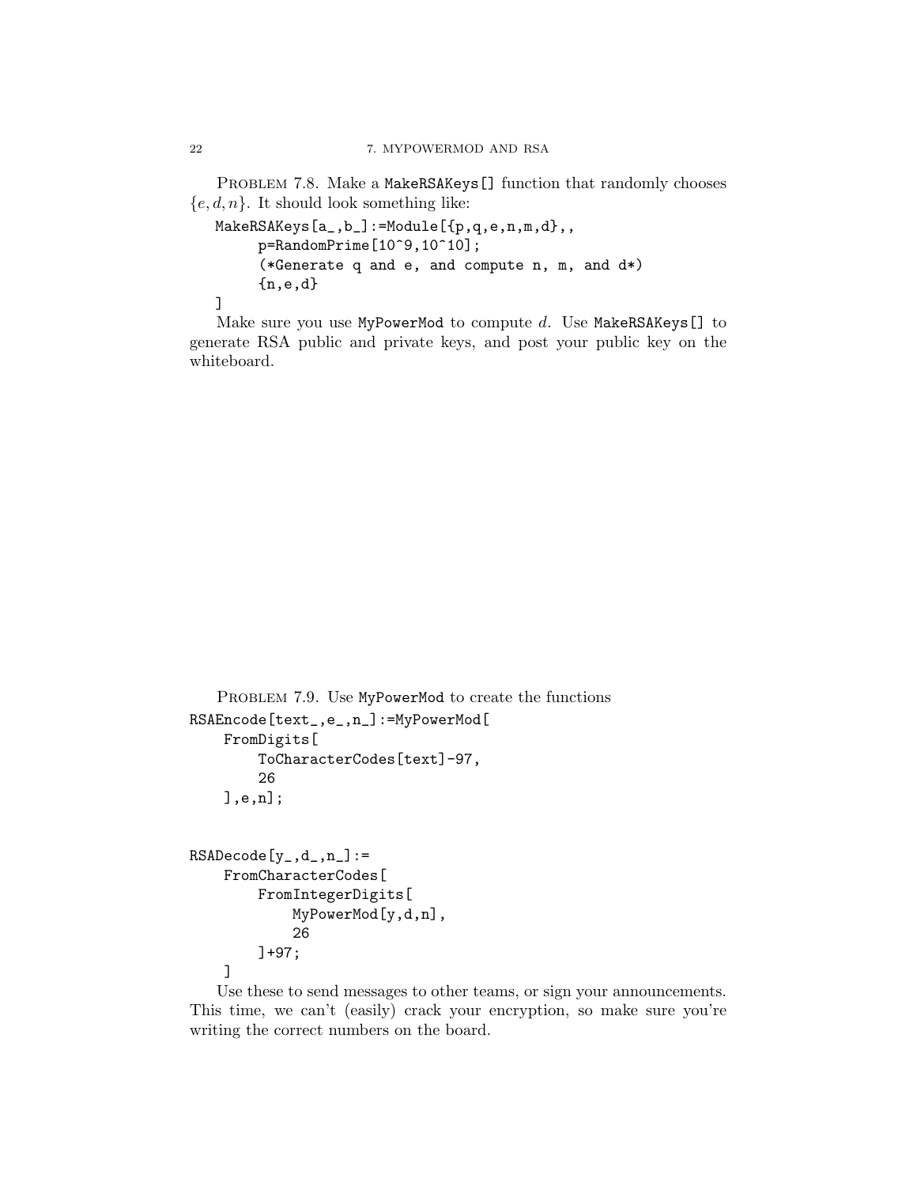Problem 7.8. Make a `MakeRSAKeys[]` function that randomly chooses $\{e, d, n\}$. It should look something like:

```
MakeRSAKeys[a_,b_]:=Module[{p,q,e,n,m,d},,
    p=RandomPrime[10^9,10^10];
    (*Generate q and e, and compute n, m, and d*)
    {n,e,d}
]
```

Make sure you use `MyPowerMod` to compute $d$. Use `MakeRSAKeys[]` to generate RSA public and private keys, and post your public key on the whiteboard.

Problem 7.9. Use `MyPowerMod` to create the functions

```
RSAEncode[text_,e_,n_]:=MyPowerMod[
    FromDigits[
        ToCharacterCodes[text]-97,
        26
    ],e,n];


RSADecode[y_,d_,n_]:=
    FromCharacterCodes[
        FromIntegerDigits[
            MyPowerMod[y,d,n],
            26
        ]+97;
    ]
```

Use these to send messages to other teams, or sign your announcements. This time, we can't (easily) crack your encryption, so make sure you're writing the correct numbers on the board.